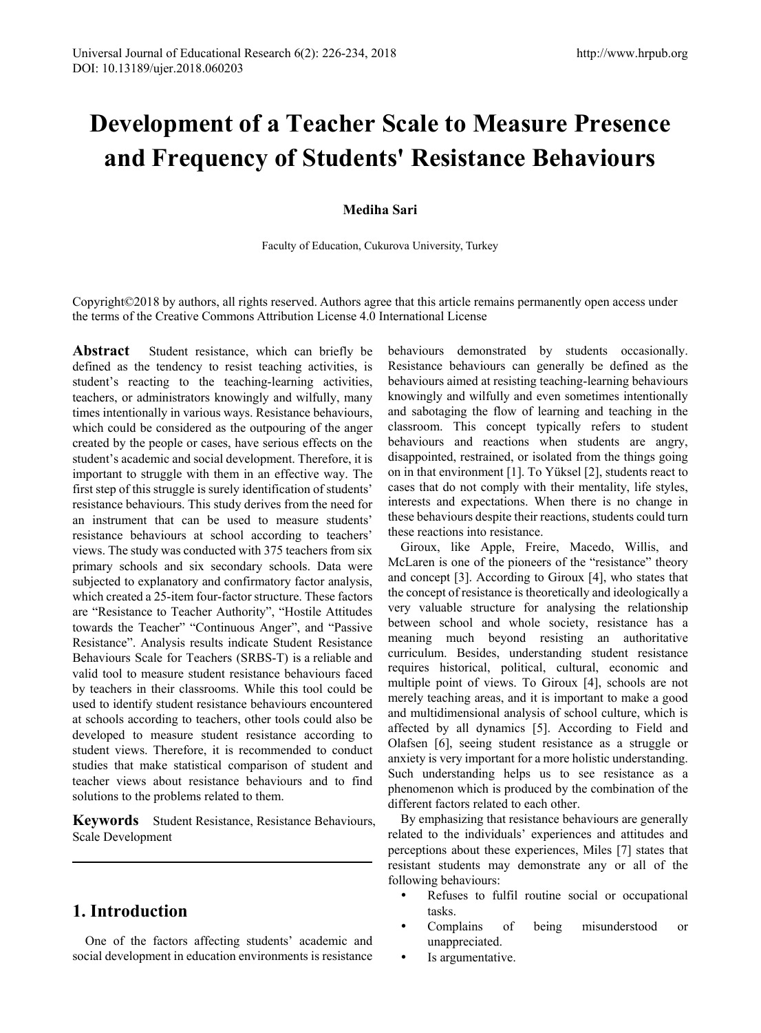# Development of a Teacher Scale to Measure Presence and Frequency of Students' Resistance Behaviours

**Mediha Sari**

Faculty of Education, Cukurova University, Turkey

Copyright©2018 by authors, all rights reserved. Authors agree that this article remains permanently open access under the terms of the Creative Commons Attribution License 4.0 International License

**Abstract** Student resistance, which can briefly be defined as the tendency to resist teaching activities, is student's reacting to the teaching-learning activities, teachers, or administrators knowingly and wilfully, many times intentionally in various ways. Resistance behaviours, which could be considered as the outpouring of the anger created by the people or cases, have serious effects on the student's academic and social development. Therefore, it is important to struggle with them in an effective way. The first step of this struggle is surely identification of students' resistance behaviours. This study derives from the need for an instrument that can be used to measure students' resistance behaviours at school according to teachers' views. The study was conducted with 375 teachers from six primary schools and six secondary schools. Data were subjected to explanatory and confirmatory factor analysis, which created a 25-item four-factor structure. These factors are "Resistance to Teacher Authority", "Hostile Attitudes towards the Teacher" "Continuous Anger", and "Passive Resistance". Analysis results indicate Student Resistance Behaviours Scale for Teachers (SRBS-T) is a reliable and valid tool to measure student resistance behaviours faced by teachers in their classrooms. While this tool could be used to identify student resistance behaviours encountered at schools according to teachers, other tools could also be developed to measure student resistance according to student views. Therefore, it is recommended to conduct studies that make statistical comparison of student and teacher views about resistance behaviours and to find solutions to the problems related to them.

**Keywords** Student Resistance, Resistance Behaviours, Scale Development

## 1. Introduction

One of the factors affecting students' academic and social development in education environments is resistance behaviours demonstrated by students occasionally. Resistance behaviours can generally be defined as the behaviours aimed at resisting teaching-learning behaviours knowingly and wilfully and even sometimes intentionally and sabotaging the flow of learning and teaching in the classroom. This concept typically refers to student behaviours and reactions when students are angry, disappointed, restrained, or isolated from the things going on in that environment [1]. To Yüksel [2], students react to cases that do not comply with their mentality, life styles, interests and expectations. When there is no change in these behaviours despite their reactions, students could turn these reactions into resistance.

Giroux, like Apple, Freire, Macedo, Willis, and McLaren is one of the pioneers of the "resistance" theory and concept [3]. According to Giroux [4], who states that the concept of resistance is theoretically and ideologically a very valuable structure for analysing the relationship between school and whole society, resistance has a meaning much beyond resisting an authoritative curriculum. Besides, understanding student resistance requires historical, political, cultural, economic and multiple point of views. To Giroux [4], schools are not merely teaching areas, and it is important to make a good and multidimensional analysis of school culture, which is affected by all dynamics [5]. According to Field and Olafsen [6], seeing student resistance as a struggle or anxiety is very important for a more holistic understanding. Such understanding helps us to see resistance as a phenomenon which is produced by the combination of the different factors related to each other.

By emphasizing that resistance behaviours are generally related to the individuals' experiences and attitudes and perceptions about these experiences, Miles [7] states that resistant students may demonstrate any or all of the following behaviours:

- Refuses to fulfil routine social or occupational tasks.
- Complains of being misunderstood or unappreciated.
- Is argumentative.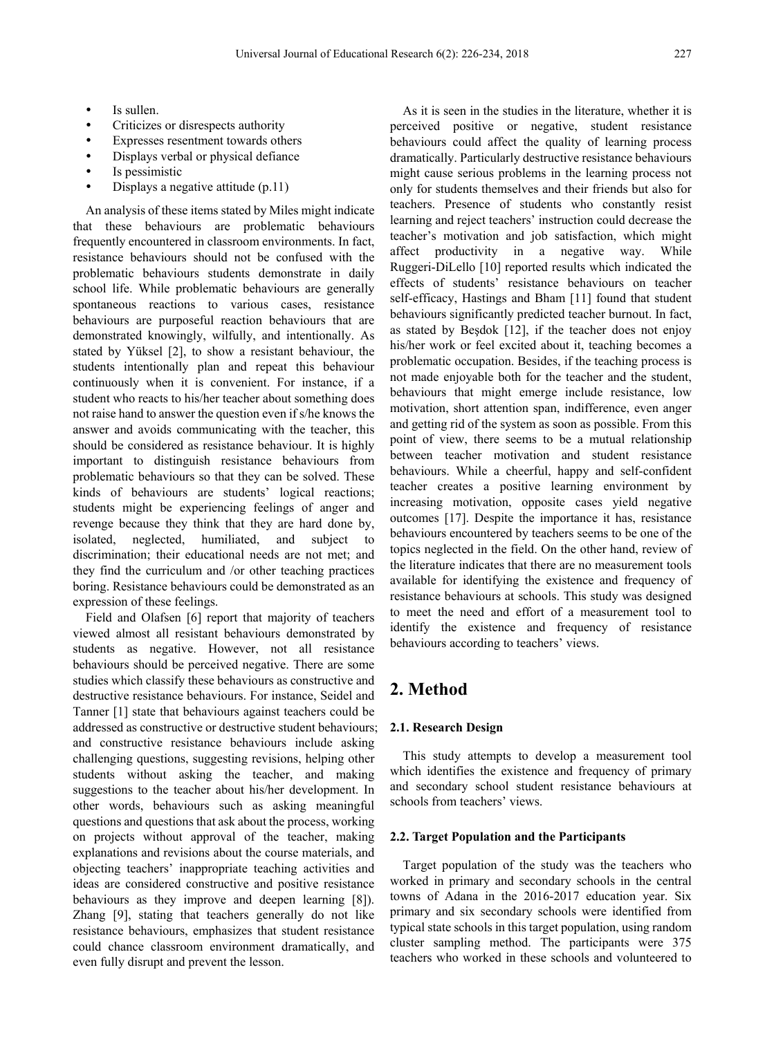- Is sullen.
- Criticizes or disrespects authority
- Expresses resentment towards others
- Displays verbal or physical defiance
- Is pessimistic
- Displays a negative attitude (p.11)

An analysis of these items stated by Miles might indicate that these behaviours are problematic behaviours frequently encountered in classroom environments. In fact, resistance behaviours should not be confused with the problematic behaviours students demonstrate in daily school life. While problematic behaviours are generally spontaneous reactions to various cases, resistance behaviours are purposeful reaction behaviours that are demonstrated knowingly, wilfully, and intentionally. As stated by Yüksel [2], to show a resistant behaviour, the students intentionally plan and repeat this behaviour continuously when it is convenient. For instance, if a student who reacts to his/her teacher about something does not raise hand to answer the question even if s/he knows the answer and avoids communicating with the teacher, this should be considered as resistance behaviour. It is highly important to distinguish resistance behaviours from problematic behaviours so that they can be solved. These kinds of behaviours are students' logical reactions; students might be experiencing feelings of anger and revenge because they think that they are hard done by, isolated, neglected, humiliated, and subject to discrimination; their educational needs are not met; and they find the curriculum and /or other teaching practices boring. Resistance behaviours could be demonstrated as an expression of these feelings.

Field and Olafsen [6] report that majority of teachers viewed almost all resistant behaviours demonstrated by students as negative. However, not all resistance behaviours should be perceived negative. There are some studies which classify these behaviours as constructive and destructive resistance behaviours. For instance, Seidel and Tanner [1] state that behaviours against teachers could be addressed as constructive or destructive student behaviours; and constructive resistance behaviours include asking challenging questions, suggesting revisions, helping other students without asking the teacher, and making suggestions to the teacher about his/her development. In other words, behaviours such as asking meaningful questions and questions that ask about the process, working on projects without approval of the teacher, making explanations and revisions about the course materials, and objecting teachers' inappropriate teaching activities and ideas are considered constructive and positive resistance behaviours as they improve and deepen learning [8]). Zhang [9], stating that teachers generally do not like resistance behaviours, emphasizes that student resistance could chance classroom environment dramatically, and even fully disrupt and prevent the lesson.

As it is seen in the studies in the literature, whether it is perceived positive or negative, student resistance behaviours could affect the quality of learning process dramatically. Particularly destructive resistance behaviours might cause serious problems in the learning process not only for students themselves and their friends but also for teachers. Presence of students who constantly resist learning and reject teachers' instruction could decrease the teacher's motivation and job satisfaction, which might affect productivity in a negative way. While Ruggeri-DiLello [10] reported results which indicated the effects of students' resistance behaviours on teacher self-efficacy, Hastings and Bham [11] found that student behaviours significantly predicted teacher burnout. In fact, as stated by Beşdok [12], if the teacher does not enjoy his/her work or feel excited about it, teaching becomes a problematic occupation. Besides, if the teaching process is not made enjoyable both for the teacher and the student, behaviours that might emerge include resistance, low motivation, short attention span, indifference, even anger and getting rid of the system as soon as possible. From this point of view, there seems to be a mutual relationship between teacher motivation and student resistance behaviours. While a cheerful, happy and self-confident teacher creates a positive learning environment by increasing motivation, opposite cases yield negative outcomes [17]. Despite the importance it has, resistance behaviours encountered by teachers seems to be one of the topics neglected in the field. On the other hand, review of the literature indicates that there are no measurement tools available for identifying the existence and frequency of resistance behaviours at schools. This study was designed to meet the need and effort of a measurement tool to identify the existence and frequency of resistance behaviours according to teachers' views.

## 2. Method

### 2.1. Research Design

This study attempts to develop a measurement tool which identifies the existence and frequency of primary and secondary school student resistance behaviours at schools from teachers' views.

### 2.2. Target Population and the Participants

Target population of the study was the teachers who worked in primary and secondary schools in the central towns of Adana in the 2016-2017 education year. Six primary and six secondary schools were identified from typical state schools in this target population, using random cluster sampling method. The participants were 375 teachers who worked in these schools and volunteered to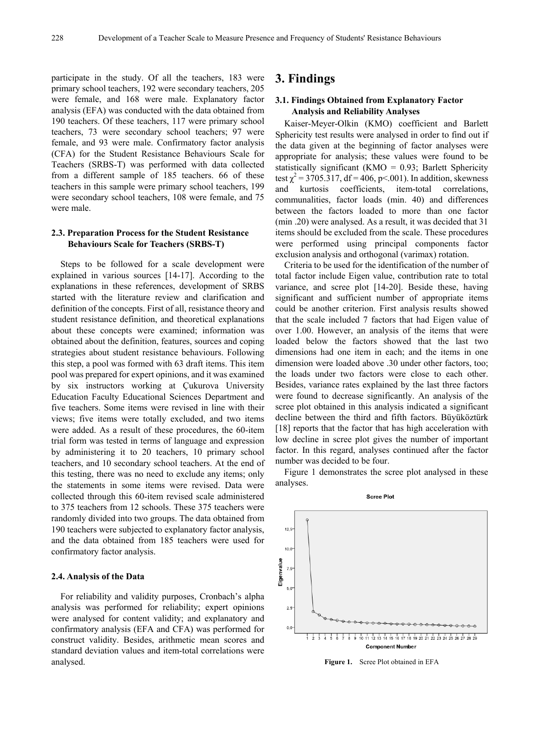participate in the study. Of all the teachers, 183 were primary school teachers, 192 were secondary teachers, 205 were female, and 168 were male. Explanatory factor analysis (EFA) was conducted with the data obtained from 190 teachers. Of these teachers, 117 were primary school teachers, 73 were secondary school teachers; 97 were female, and 93 were male. Confirmatory factor analysis (CFA) for the Student Resistance Behaviours Scale for Teachers (SRBS-T) was performed with data collected from a different sample of 185 teachers. 66 of these teachers in this sample were primary school teachers, 199 were secondary school teachers, 108 were female, and 75 were male.

### 2.3. Preparation Process for the Student Resistance Behaviours Scale for Teachers (SRBS-T)

Steps to be followed for a scale development were explained in various sources [14-17]. According to the explanations in these references, development of SRBS started with the literature review and clarification and definition of the concepts. First of all, resistance theory and student resistance definition, and theoretical explanations about these concepts were examined; information was obtained about the definition, features, sources and coping strategies about student resistance behaviours. Following this step, a pool was formed with 63 draft items. This item pool was prepared for expert opinions, and it was examined by six instructors working at Çukurova University Education Faculty Educational Sciences Department and five teachers. Some items were revised in line with their views; five items were totally excluded, and two items were added. As a result of these procedures, the 60-item trial form was tested in terms of language and expression by administering it to 20 teachers, 10 primary school teachers, and 10 secondary school teachers. At the end of this testing, there was no need to exclude any items; only the statements in some items were revised. Data were collected through this 60-item revised scale administered to 375 teachers from 12 schools. These 375 teachers were randomly divided into two groups. The data obtained from 190 teachers were subjected to explanatory factor analysis, and the data obtained from 185 teachers were used for confirmatory factor analysis.

### 2.4. Analysis of the Data

For reliability and validity purposes, Cronbach's alpha analysis was performed for reliability; expert opinions were analysed for content validity; and explanatory and confirmatory analysis (EFA and CFA) was performed for construct validity. Besides, arithmetic mean scores and standard deviation values and item-total correlations were analysed.

## 3. Findings

### 3.1. Findings Obtained from Explanatory Factor Analysis and Reliability Analyses

Kaiser-Meyer-Olkin (KMO) coefficient and Barlett Sphericity test results were analysed in order to find out if the data given at the beginning of factor analyses were appropriate for analysis; these values were found to be statistically significant (KMO = 0.93; Barlett Sphericity test $\chi^2 = 3705.317$, df = 406, p<.001). In addition, skewness and kurtosis coefficients, item-total correlations, communalities, factor loads (min. 40) and differences between the factors loaded to more than one factor (min .20) were analysed. As a result, it was decided that 31 items should be excluded from the scale. These procedures were performed using principal components factor exclusion analysis and orthogonal (varimax) rotation.

Criteria to be used for the identification of the number of total factor include Eigen value, contribution rate to total variance, and scree plot [14-20]. Beside these, having significant and sufficient number of appropriate items could be another criterion. First analysis results showed that the scale included 7 factors that had Eigen value of over 1.00. However, an analysis of the items that were loaded below the factors showed that the last two dimensions had one item in each; and the items in one dimension were loaded above .30 under other factors, too; the loads under two factors were close to each other. Besides, variance rates explained by the last three factors were found to decrease significantly. An analysis of the scree plot obtained in this analysis indicated a significant decline between the third and fifth factors. Büyüköztürk [18] reports that the factor that has high acceleration with low decline in scree plot gives the number of important factor. In this regard, analyses continued after the factor number was decided to be four.

Figure 1 demonstrates the scree plot analysed in these analyses.

**Figure 1.** Scree Plot obtained in EFA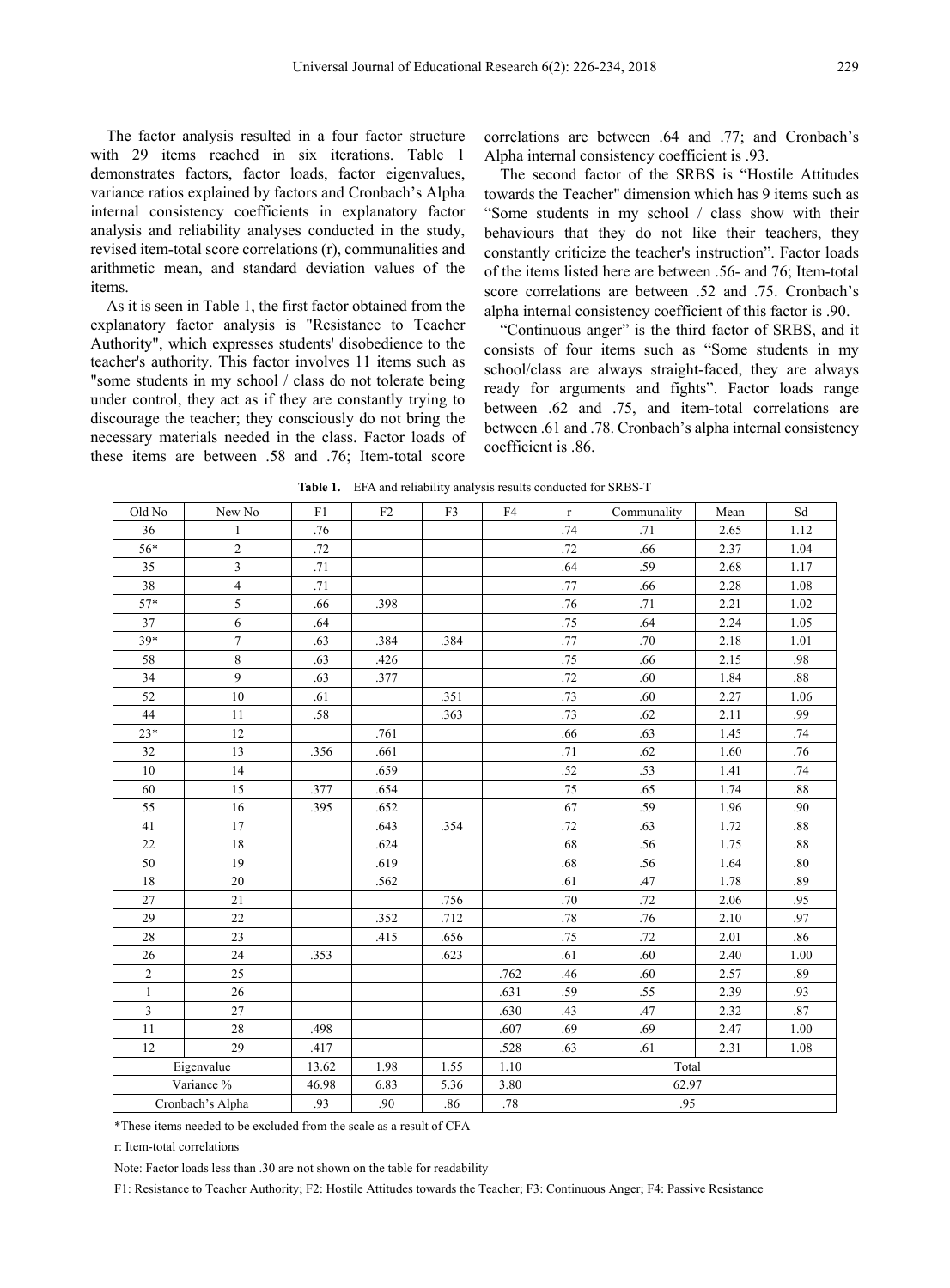The factor analysis resulted in a four factor structure with 29 items reached in six iterations. Table 1 demonstrates factors, factor loads, factor eigenvalues, variance ratios explained by factors and Cronbach's Alpha internal consistency coefficients in explanatory factor analysis and reliability analyses conducted in the study, revised item-total score correlations (r), communalities and arithmetic mean, and standard deviation values of the items.

As it is seen in Table 1, the first factor obtained from the explanatory factor analysis is "Resistance to Teacher Authority", which expresses students' disobedience to the teacher's authority. This factor involves 11 items such as "some students in my school / class do not tolerate being under control, they act as if they are constantly trying to discourage the teacher; they consciously do not bring the necessary materials needed in the class. Factor loads of these items are between .58 and .76; Item-total score correlations are between .64 and .77; and Cronbach's Alpha internal consistency coefficient is .93.

The second factor of the SRBS is "Hostile Attitudes towards the Teacher" dimension which has 9 items such as "Some students in my school / class show with their behaviours that they do not like their teachers, they constantly criticize the teacher's instruction". Factor loads of the items listed here are between .56- and 76; Item-total score correlations are between .52 and .75. Cronbach's alpha internal consistency coefficient of this factor is .90.

"Continuous anger" is the third factor of SRBS, and it consists of four items such as "Some students in my school/class are always straight-faced, they are always ready for arguments and fights". Factor loads range between .62 and .75, and item-total correlations are between .61 and .78. Cronbach's alpha internal consistency coefficient is .86.

**Table 1.** EFA and reliability analysis results conducted for SRBS-T

| Old No | New No | F1 | F2 | F3 | F4 | r | Communality | Mean | Sd |
|---|---|---|---|---|---|---|---|---|---|
| 36 | 1 | .76 | | | | .74 | .71 | 2.65 | 1.12 |
| 56* | 2 | .72 | | | | .72 | .66 | 2.37 | 1.04 |
| 35 | 3 | .71 | | | | .64 | .59 | 2.68 | 1.17 |
| 38 | 4 | .71 | | | | .77 | .66 | 2.28 | 1.08 |
| 57* | 5 | .66 | .398 | | | .76 | .71 | 2.21 | 1.02 |
| 37 | 6 | .64 | | | | .75 | .64 | 2.24 | 1.05 |
| 39* | 7 | .63 | .384 | .384 | | .77 | .70 | 2.18 | 1.01 |
| 58 | 8 | .63 | .426 | | | .75 | .66 | 2.15 | .98 |
| 34 | 9 | .63 | .377 | | | .72 | .60 | 1.84 | .88 |
| 52 | 10 | .61 | | .351 | | .73 | .60 | 2.27 | 1.06 |
| 44 | 11 | .58 | | .363 | | .73 | .62 | 2.11 | .99 |
| 23* | 12 | | .761 | | | .66 | .63 | 1.45 | .74 |
| 32 | 13 | .356 | .661 | | | .71 | .62 | 1.60 | .76 |
| 10 | 14 | | .659 | | | .52 | .53 | 1.41 | .74 |
| 60 | 15 | .377 | .654 | | | .75 | .65 | 1.74 | .88 |
| 55 | 16 | .395 | .652 | | | .67 | .59 | 1.96 | .90 |
| 41 | 17 | | .643 | .354 | | .72 | .63 | 1.72 | .88 |
| 22 | 18 | | .624 | | | .68 | .56 | 1.75 | .88 |
| 50 | 19 | | .619 | | | .68 | .56 | 1.64 | .80 |
| 18 | 20 | | .562 | | | .61 | .47 | 1.78 | .89 |
| 27 | 21 | | | .756 | | .70 | .72 | 2.06 | .95 |
| 29 | 22 | | .352 | .712 | | .78 | .76 | 2.10 | .97 |
| 28 | 23 | | .415 | .656 | | .75 | .72 | 2.01 | .86 |
| 26 | 24 | .353 | | .623 | | .61 | .60 | 2.40 | 1.00 |
| 2 | 25 | | | | .762 | .46 | .60 | 2.57 | .89 |
| 1 | 26 | | | | .631 | .59 | .55 | 2.39 | .93 |
| 3 | 27 | | | | .630 | .43 | .47 | 2.32 | .87 |
| 11 | 28 | .498 | | | .607 | .69 | .69 | 2.47 | 1.00 |
| 12 | 29 | .417 | | | .528 | .63 | .61 | 2.31 | 1.08 |
| Eigenvalue | | 13.62 | 1.98 | 1.55 | 1.10 | Total | | | |
| Variance % | | 46.98 | 6.83 | 5.36 | 3.80 | 62.97 | | | |
| Cronbach's Alpha | | .93 | .90 | .86 | .78 | .95 | | | |

*These items needed to be excluded from the scale as a result of CFA

r: Item-total correlations

Note: Factor loads less than .30 are not shown on the table for readability

F1: Resistance to Teacher Authority; F2: Hostile Attitudes towards the Teacher; F3: Continuous Anger; F4: Passive Resistance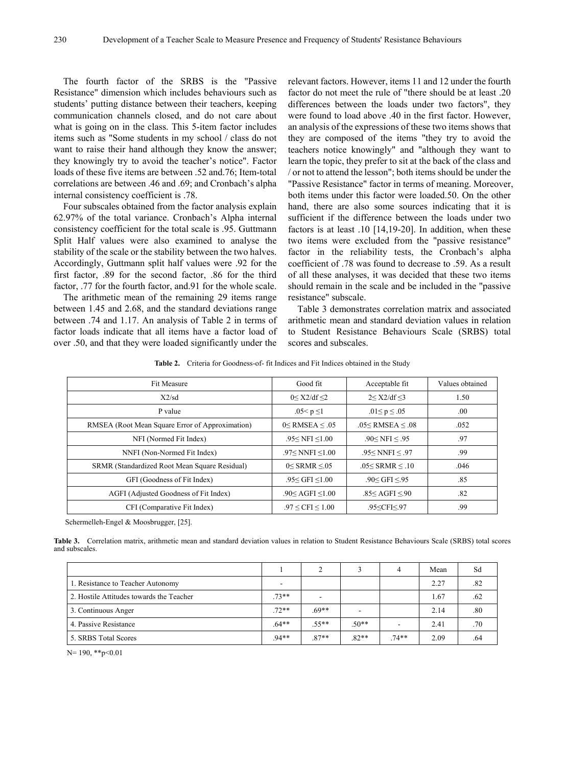The fourth factor of the SRBS is the "Passive Resistance" dimension which includes behaviours such as students' putting distance between their teachers, keeping communication channels closed, and do not care about what is going on in the class. This 5-item factor includes items such as "Some students in my school / class do not want to raise their hand although they know the answer; they knowingly try to avoid the teacher's notice". Factor loads of these five items are between .52 and.76; Item-total correlations are between .46 and .69; and Cronbach's alpha internal consistency coefficient is .78.

Four subscales obtained from the factor analysis explain 62.97% of the total variance. Cronbach's Alpha internal consistency coefficient for the total scale is .95. Guttmann Split Half values were also examined to analyse the stability of the scale or the stability between the two halves. Accordingly, Guttmann split half values were .92 for the first factor, .89 for the second factor, .86 for the third factor, .77 for the fourth factor, and.91 for the whole scale.

The arithmetic mean of the remaining 29 items range between 1.45 and 2.68, and the standard deviations range between .74 and 1.17. An analysis of Table 2 in terms of factor loads indicate that all items have a factor load of over .50, and that they were loaded significantly under the relevant factors. However, items 11 and 12 under the fourth factor do not meet the rule of "there should be at least .20 differences between the loads under two factors", they were found to load above .40 in the first factor. However, an analysis of the expressions of these two items shows that they are composed of the items "they try to avoid the teachers notice knowingly" and "although they want to learn the topic, they prefer to sit at the back of the class and / or not to attend the lesson"; both items should be under the "Passive Resistance" factor in terms of meaning. Moreover, both items under this factor were loaded.50. On the other hand, there are also some sources indicating that it is sufficient if the difference between the loads under two factors is at least .10 [14,19-20]. In addition, when these two items were excluded from the "passive resistance" factor in the reliability tests, the Cronbach's alpha coefficient of .78 was found to decrease to .59. As a result of all these analyses, it was decided that these two items should remain in the scale and be included in the "passive resistance" subscale.

Table 3 demonstrates correlation matrix and associated arithmetic mean and standard deviation values in relation to Student Resistance Behaviours Scale (SRBS) total scores and subscales.

**Table 2.** Criteria for Goodness-of- fit Indices and Fit Indices obtained in the Study

| Fit Measure | Good fit | Acceptable fit | Values obtained |
|---|---|---|---|
| X2/sd | $0\leq X2/df \leq 2$ | $2\leq X2/df \leq 3$ | 1.50 |
| P value | $.05< p \leq 1$ | $.01\leq p \leq .05$ | .00 |
| RMSEA (Root Mean Square Error of Approximation) | $0\leq RMSEA \leq .05$ | $.05\leq RMSEA \leq .08$ | .052 |
| NFI (Normed Fit Index) | $.95\leq NFI \leq 1.00$ | $.90\leq NFI \leq .95$ | .97 |
| NNFI (Non-Normed Fit Index) | $.97\leq NNFI \leq 1.00$ | $.95\leq NNFI \leq .97$ | .99 |
| SRMR (Standardized Root Mean Square Residual) | $0\leq SRMR \leq .05$ | $.05\leq SRMR \leq .10$ | .046 |
| GFI (Goodness of Fit Index) | $.95\leq GFI \leq 1.00$ | $.90\leq GFI \leq .95$ | .85 |
| AGFI (Adjusted Goodness of Fit Index) | $.90\leq AGFI \leq 1.00$ | $.85\leq AGFI \leq .90$ | .82 |
| CFI (Comparative Fit Index) | $.97 \leq CFI \leq 1.00$ | $.95\leq CFI \leq .97$ | .99 |

Schermelleh-Engel & Moosbrugger, [25].

**Table 3.** Correlation matrix, arithmetic mean and standard deviation values in relation to Student Resistance Behaviours Scale (SRBS) total scores and subscales.

| | 1 | 2 | 3 | 4 | Mean | Sd |
|---|---|---|---|---|---|---|
| 1. Resistance to Teacher Autonomy | - | | | | 2.27 | .82 |
| 2. Hostile Attitudes towards the Teacher | .73** | - | | | 1.67 | .62 |
| 3. Continuous Anger | .72** | .69** | - | | 2.14 | .80 |
| 4. Passive Resistance | .64** | .55** | .50** | - | 2.41 | .70 |
| 5. SRBS Total Scores | .94** | .87** | .82** | .74** | 2.09 | .64 |

N= 190, **p<0.01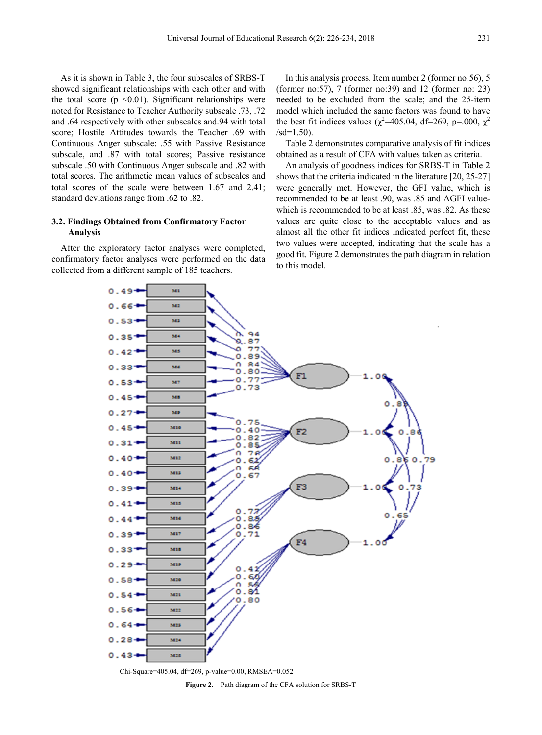As it is shown in Table 3, the four subscales of SRBS-T showed significant relationships with each other and with the total score ($p < 0.01$). Significant relationships were noted for Resistance to Teacher Authority subscale .73, .72 and .64 respectively with other subscales and.94 with total score; Hostile Attitudes towards the Teacher .69 with Continuous Anger subscale; .55 with Passive Resistance subscale, and .87 with total scores; Passive resistance subscale .50 with Continuous Anger subscale and .82 with total scores. The arithmetic mean values of subscales and total scores of the scale were between 1.67 and 2.41; standard deviations range from .62 to .82.

### 3.2. Findings Obtained from Confirmatory Factor Analysis

After the exploratory factor analyses were completed, confirmatory factor analyses were performed on the data collected from a different sample of 185 teachers.

In this analysis process, Item number 2 (former no:56), 5 (former no:57), 7 (former no:39) and 12 (former no: 23) needed to be excluded from the scale; and the 25-item model which included the same factors was found to have the best fit indices values ($\chi^2$=405.04, df=269, p=.000, $\chi^2$/sd=1.50).

Table 2 demonstrates comparative analysis of fit indices obtained as a result of CFA with values taken as criteria.

An analysis of goodness indices for SRBS-T in Table 2 shows that the criteria indicated in the literature [20, 25-27] were generally met. However, the GFI value, which is recommended to be at least .90, was .85 and AGFI value-which is recommended to be at least .85, was .82. As these values are quite close to the acceptable values and as almost all the other fit indices indicated perfect fit, these two values were accepted, indicating that the scale has a good fit. Figure 2 demonstrates the path diagram in relation to this model.

Chi-Square=405.04, df=269, p-value=0.00, RMSEA=0.052

**Figure 2.** Path diagram of the CFA solution for SRBS-T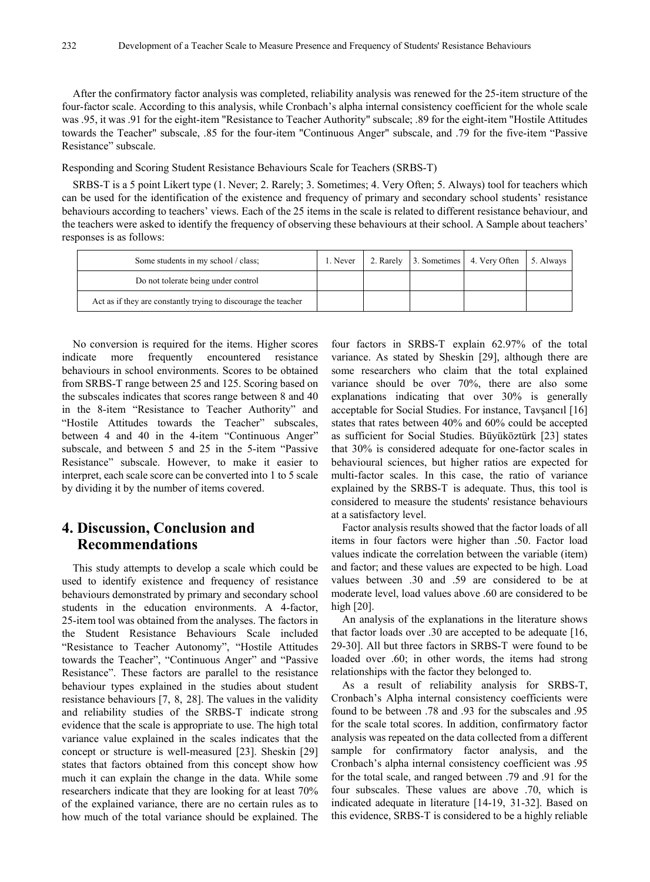After the confirmatory factor analysis was completed, reliability analysis was renewed for the 25-item structure of the four-factor scale. According to this analysis, while Cronbach's alpha internal consistency coefficient for the whole scale was .95, it was .91 for the eight-item "Resistance to Teacher Authority" subscale; .89 for the eight-item "Hostile Attitudes towards the Teacher" subscale, .85 for the four-item "Continuous Anger" subscale, and .79 for the five-item "Passive Resistance" subscale.

Responding and Scoring Student Resistance Behaviours Scale for Teachers (SRBS-T)

SRBS-T is a 5 point Likert type (1. Never; 2. Rarely; 3. Sometimes; 4. Very Often; 5. Always) tool for teachers which can be used for the identification of the existence and frequency of primary and secondary school students' resistance behaviours according to teachers' views. Each of the 25 items in the scale is related to different resistance behaviour, and the teachers were asked to identify the frequency of observing these behaviours at their school. A Sample about teachers' responses is as follows:

| Some students in my school / class; | 1. Never | 2. Rarely | 3. Sometimes | 4. Very Often | 5. Always |
|---|---|---|---|---|---|
| Do not tolerate being under control | | | | | |
| Act as if they are constantly trying to discourage the teacher | | | | | |

No conversion is required for the items. Higher scores indicate more frequently encountered resistance behaviours in school environments. Scores to be obtained from SRBS-T range between 25 and 125. Scoring based on the subscales indicates that scores range between 8 and 40 in the 8-item "Resistance to Teacher Authority" and "Hostile Attitudes towards the Teacher" subscales, between 4 and 40 in the 4-item "Continuous Anger" subscale, and between 5 and 25 in the 5-item "Passive Resistance" subscale. However, to make it easier to interpret, each scale score can be converted into 1 to 5 scale by dividing it by the number of items covered.

# 4. Discussion, Conclusion and Recommendations

This study attempts to develop a scale which could be used to identify existence and frequency of resistance behaviours demonstrated by primary and secondary school students in the education environments. A 4-factor, 25-item tool was obtained from the analyses. The factors in the Student Resistance Behaviours Scale included "Resistance to Teacher Autonomy", "Hostile Attitudes towards the Teacher", "Continuous Anger" and "Passive Resistance". These factors are parallel to the resistance behaviour types explained in the studies about student resistance behaviours [7, 8, 28]. The values in the validity and reliability studies of the SRBS-T indicate strong evidence that the scale is appropriate to use. The high total variance value explained in the scales indicates that the concept or structure is well-measured [23]. Sheskin [29] states that factors obtained from this concept show how much it can explain the change in the data. While some researchers indicate that they are looking for at least 70% of the explained variance, there are no certain rules as to how much of the total variance should be explained. The four factors in SRBS-T explain 62.97% of the total variance. As stated by Sheskin [29], although there are some researchers who claim that the total explained variance should be over 70%, there are also some explanations indicating that over 30% is generally acceptable for Social Studies. For instance, Tavşancıl [16] states that rates between 40% and 60% could be accepted as sufficient for Social Studies. Büyüköztürk [23] states that 30% is considered adequate for one-factor scales in behavioural sciences, but higher ratios are expected for multi-factor scales. In this case, the ratio of variance explained by the SRBS-T is adequate. Thus, this tool is considered to measure the students' resistance behaviours at a satisfactory level.

Factor analysis results showed that the factor loads of all items in four factors were higher than .50. Factor load values indicate the correlation between the variable (item) and factor; and these values are expected to be high. Load values between .30 and .59 are considered to be at moderate level, load values above .60 are considered to be high [20].

An analysis of the explanations in the literature shows that factor loads over .30 are accepted to be adequate [16, 29-30]. All but three factors in SRBS-T were found to be loaded over .60; in other words, the items had strong relationships with the factor they belonged to.

As a result of reliability analysis for SRBS-T, Cronbach's Alpha internal consistency coefficients were found to be between .78 and .93 for the subscales and .95 for the scale total scores. In addition, confirmatory factor analysis was repeated on the data collected from a different sample for confirmatory factor analysis, and the Cronbach's alpha internal consistency coefficient was .95 for the total scale, and ranged between .79 and .91 for the four subscales. These values are above .70, which is indicated adequate in literature [14-19, 31-32]. Based on this evidence, SRBS-T is considered to be a highly reliable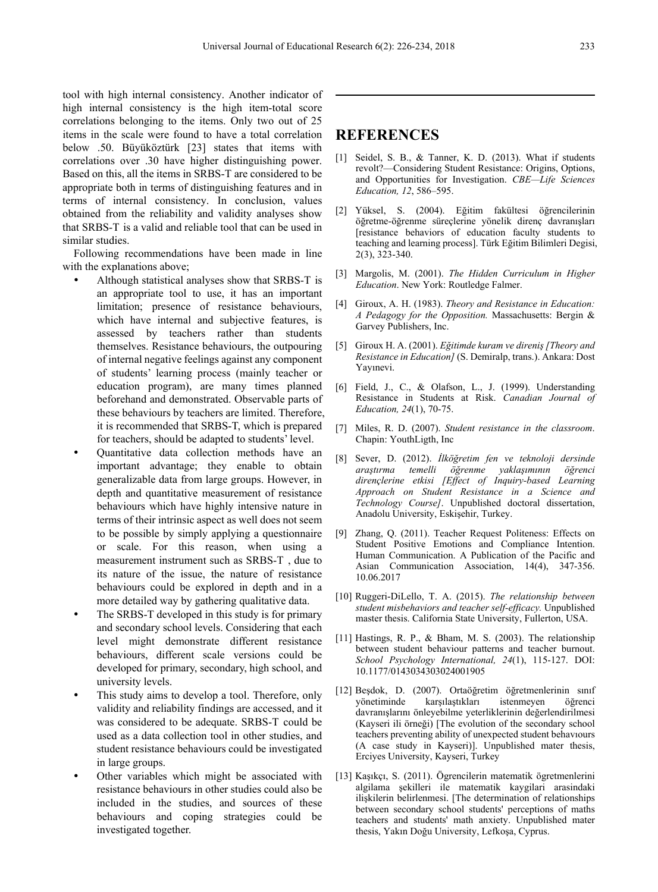tool with high internal consistency. Another indicator of high internal consistency is the high item-total score correlations belonging to the items. Only two out of 25 items in the scale were found to have a total correlation below .50. Büyüköztürk [23] states that items with correlations over .30 have higher distinguishing power. Based on this, all the items in SRBS-T are considered to be appropriate both in terms of distinguishing features and in terms of internal consistency. In conclusion, values obtained from the reliability and validity analyses show that SRBS-T is a valid and reliable tool that can be used in similar studies.

Following recommendations have been made in line with the explanations above;

- Although statistical analyses show that SRBS-T is an appropriate tool to use, it has an important limitation; presence of resistance behaviours, which have internal and subjective features, is assessed by teachers rather than students themselves. Resistance behaviours, the outpouring of internal negative feelings against any component of students' learning process (mainly teacher or education program), are many times planned beforehand and demonstrated. Observable parts of these behaviours by teachers are limited. Therefore, it is recommended that SRBS-T, which is prepared for teachers, should be adapted to students' level.
- Quantitative data collection methods have an important advantage; they enable to obtain generalizable data from large groups. However, in depth and quantitative measurement of resistance behaviours which have highly intensive nature in terms of their intrinsic aspect as well does not seem to be possible by simply applying a questionnaire or scale. For this reason, when using a measurement instrument such as SRBS-T , due to its nature of the issue, the nature of resistance behaviours could be explored in depth and in a more detailed way by gathering qualitative data.
- The SRBS-T developed in this study is for primary and secondary school levels. Considering that each level might demonstrate different resistance behaviours, different scale versions could be developed for primary, secondary, high school, and university levels.
- This study aims to develop a tool. Therefore, only validity and reliability findings are accessed, and it was considered to be adequate. SRBS-T could be used as a data collection tool in other studies, and student resistance behaviours could be investigated in large groups.
- Other variables which might be associated with resistance behaviours in other studies could also be included in the studies, and sources of these behaviours and coping strategies could be investigated together.

---

## REFERENCES

[1] Seidel, S. B., & Tanner, K. D. (2013). What if students revolt?—Considering Student Resistance: Origins, Options, and Opportunities for Investigation. *CBE—Life Sciences Education, 12*, 586–595.

[2] Yüksel, S. (2004). Eğitim fakültesi öğrencilerinin öğretme-öğrenme süreçlerine yönelik direnç davranışları [resistance behaviors of education faculty students to teaching and learning process]. Türk Eğitim Bilimleri Degisi, 2(3), 323-340.

[3] Margolis, M. (2001). *The Hidden Curriculum in Higher Education*. New York: Routledge Falmer.

[4] Giroux, A. H. (1983). *Theory and Resistance in Education: A Pedagogy for the Opposition.* Massachusetts: Bergin & Garvey Publishers, Inc.

[5] Giroux H. A. (2001). *Eğitimde kuram ve direniş [Theory and Resistance in Education]* (S. Demiralp, trans.). Ankara: Dost Yayınevi.

[6] Field, J., C., & Olafson, L., J. (1999). Understanding Resistance in Students at Risk. *Canadian Journal of Education, 24*(1), 70-75.

[7] Miles, R. D. (2007). *Student resistance in the classroom*. Chapin: YouthLigth, Inc

[8] Sever, D. (2012). *İlköğretim fen ve teknoloji dersinde araştırma temelli öğrenme yaklaşımının öğrenci dirençlerine etkisi [Effect of Inquiry-based Learning Approach on Student Resistance in a Science and Technology Course]*. Unpublished doctoral dissertation, Anadolu University, Eskişehir, Turkey.

[9] Zhang, Q. (2011). Teacher Request Politeness: Effects on Student Positive Emotions and Compliance Intention. Human Communication. A Publication of the Pacific and Asian Communication Association, 14(4), 347-356. 10.06.2017

[10] Ruggeri-DiLello, T. A. (2015). *The relationship between student misbehaviors and teacher self-efficacy.* Unpublished master thesis. California State University, Fullerton, USA.

[11] Hastings, R. P., & Bham, M. S. (2003). The relationship between student behaviour patterns and teacher burnout. *School Psychology International, 24*(1), 115-127. DOI: 10.1177/0143034303024001905

[12] Beşdok, D. (2007). Ortaöğretim öğretmenlerinin sınıf yönetiminde karşılaştıkları istenmeyen öğrenci davranışlarını önleyebilme yeterliklerinin değerlendirilmesi (Kayseri ili örneği) [The evolution of the secondary school teachers preventing ability of unexpected student behavıours (A case study in Kayseri)]. Unpublished mater thesis, Erciyes University, Kayseri, Turkey

[13] Kaşıkçı, S. (2011). Ögrencilerin matematik ögretmenlerini algilama şekilleri ile matematik kaygilari arasindaki ilişkilerin belirlenmesi. [The determination of relationships between secondary school students' perceptions of maths teachers and students' math anxiety. Unpublished mater thesis, Yakın Doğu University, Lefkoşa, Cyprus.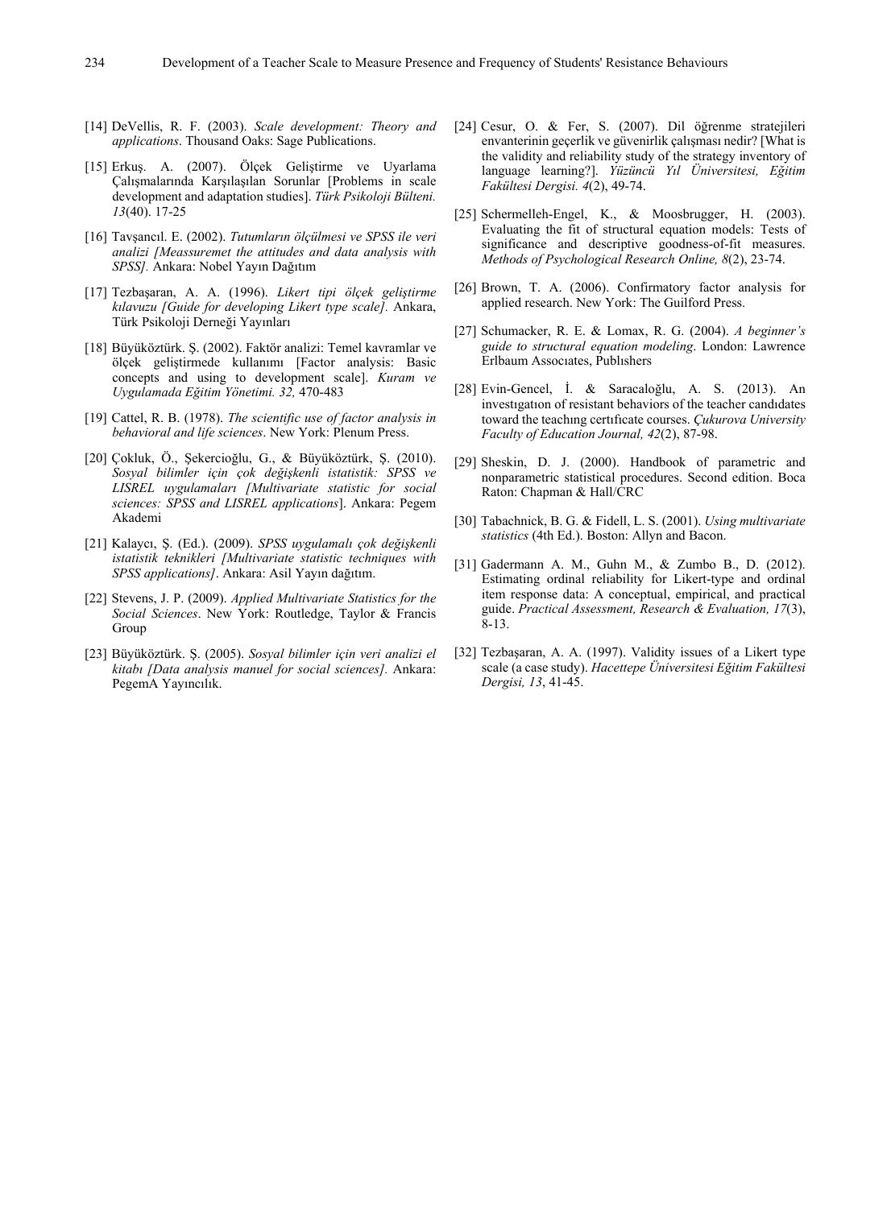[14] DeVellis, R. F. (2003). *Scale development: Theory and applications*. Thousand Oaks: Sage Publications.

[15] Erkuş. A. (2007). Ölçek Geliştirme ve Uyarlama Çalışmalarında Karşılaşılan Sorunlar [Problems in scale development and adaptation studies]. *Türk Psikoloji Bülteni. 13*(40). 17-25

[16] Tavşancıl. E. (2002). *Tutumların ölçülmesi ve SPSS ile veri analizi [Meassuremet the attitudes and data analysis with SPSS].* Ankara: Nobel Yayın Dağıtım

[17] Tezbaşaran, A. A. (1996). *Likert tipi ölçek geliştirme kılavuzu [Guide for developing Likert type scale].* Ankara, Türk Psikoloji Derneği Yayınları

[18] Büyüköztürk. Ş. (2002). Faktör analizi: Temel kavramlar ve ölçek geliştirmede kullanımı [Factor analysis: Basic concepts and using to development scale]. *Kuram ve Uygulamada Eğitim Yönetimi. 32,* 470-483

[19] Cattel, R. B. (1978). *The scientific use of factor analysis in behavioral and life sciences*. New York: Plenum Press.

[20] Çokluk, Ö., Şekercioğlu, G., & Büyüköztürk, Ş. (2010). *Sosyal bilimler için çok değişkenli istatistik: SPSS ve LISREL uygulamaları [Multivariate statistic for social sciences: SPSS and LISREL applications*]. Ankara: Pegem Akademi

[21] Kalaycı, Ş. (Ed.). (2009). *SPSS uygulamalı çok değişkenli istatistik teknikleri [Multivariate statistic techniques with SPSS applications]*. Ankara: Asil Yayın dağıtım.

[22] Stevens, J. P. (2009). *Applied Multivariate Statistics for the Social Sciences*. New York: Routledge, Taylor & Francis Group

[23] Büyüköztürk. Ş. (2005). *Sosyal bilimler için veri analizi el kitabı [Data analysis manuel for social sciences].* Ankara: PegemA Yayıncılık.

[24] Cesur, O. & Fer, S. (2007). Dil öğrenme stratejileri envanterinin geçerlik ve güvenirlik çalışması nedir? [What is the validity and reliability study of the strategy inventory of language learning?]. *Yüzüncü Yıl Üniversitesi, Eğitim Fakültesi Dergisi. 4*(2), 49-74.

[25] Schermelleh-Engel, K., & Moosbrugger, H. (2003). Evaluating the fit of structural equation models: Tests of significance and descriptive goodness-of-fit measures. *Methods of Psychological Research Online, 8*(2), 23-74.

[26] Brown, T. A. (2006). Confirmatory factor analysis for applied research. New York: The Guilford Press.

[27] Schumacker, R. E. & Lomax, R. G. (2004). *A beginner's guide to structural equation modeling*. London: Lawrence Erlbaum Assocıates, Publıshers

[28] Evin-Gencel, İ. & Saracaloğlu, A. S. (2013). An investıgatıon of resistant behaviors of the teacher candıdates toward the teachıng certıficate courses. *Çukurova University Faculty of Education Journal, 42*(2), 87-98.

[29] Sheskin, D. J. (2000). Handbook of parametric and nonparametric statistical procedures. Second edition. Boca Raton: Chapman & Hall/CRC

[30] Tabachnick, B. G. & Fidell, L. S. (2001). *Using multivariate statistics* (4th Ed.). Boston: Allyn and Bacon.

[31] Gadermann A. M., Guhn M., & Zumbo B., D. (2012). Estimating ordinal reliability for Likert-type and ordinal item response data: A conceptual, empirical, and practical guide. *Practical Assessment, Research & Evaluation, 17*(3), 8-13.

[32] Tezbaşaran, A. A. (1997). Validity issues of a Likert type scale (a case study). *Hacettepe Üniversitesi Eğitim Fakültesi Dergisi, 13*, 41-45.